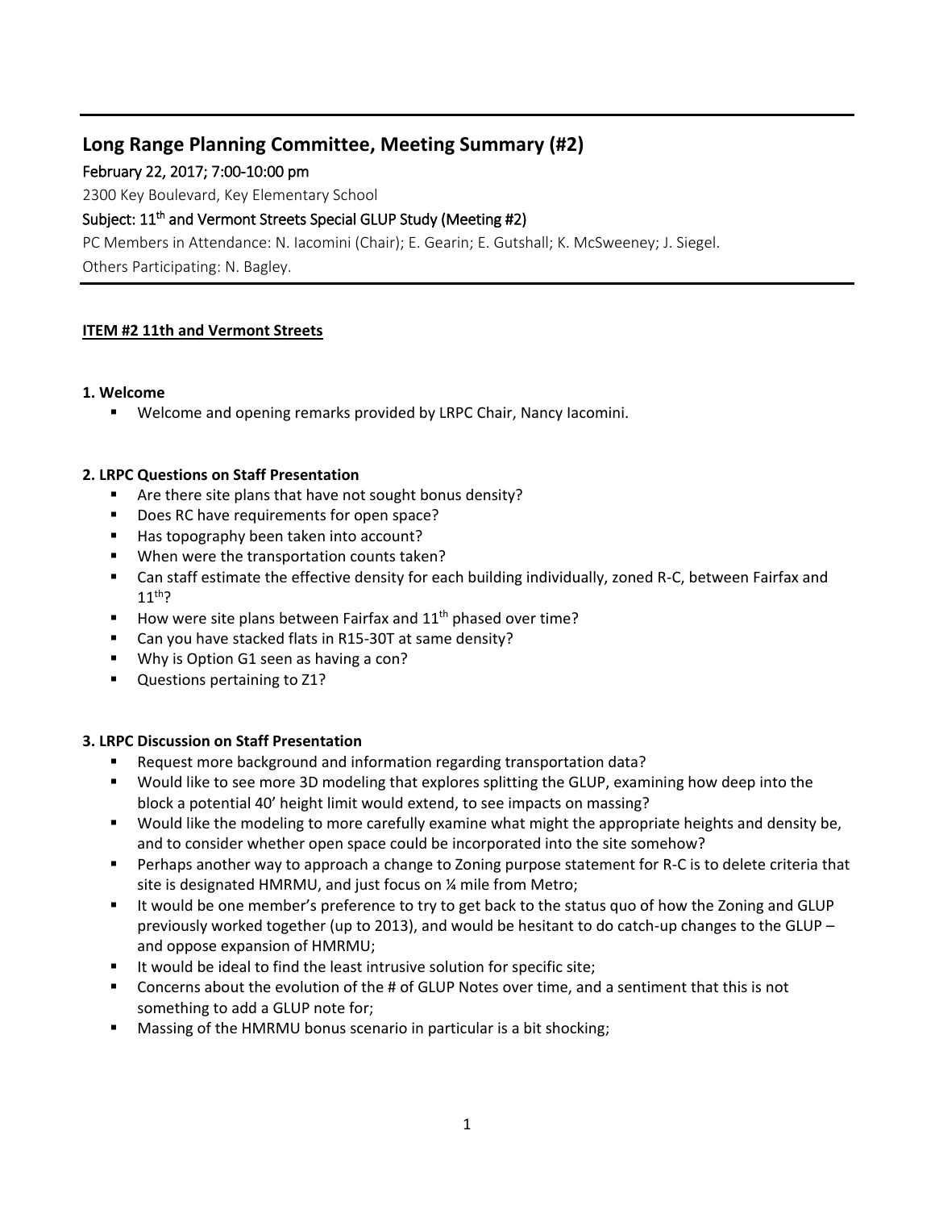# Long Range Planning Committee, Meeting Summary (#2)

**February 22, 2017; 7:00-10:00 pm**

2300 Key Boulevard, Key Elementary School

**Subject: 11th and Vermont Streets Special GLUP Study (Meeting #2)**

PC Members in Attendance: N. Iacomini (Chair); E. Gearin; E. Gutshall; K. McSweeney; J. Siegel.

Others Participating: N. Bagley.

**ITEM #2 11th and Vermont Streets**

**1. Welcome**

- Welcome and opening remarks provided by LRPC Chair, Nancy Iacomini.

**2. LRPC Questions on Staff Presentation**

- Are there site plans that have not sought bonus density?
- Does RC have requirements for open space?
- Has topography been taken into account?
- When were the transportation counts taken?
- Can staff estimate the effective density for each building individually, zoned R-C, between Fairfax and 11th?
- How were site plans between Fairfax and 11th phased over time?
- Can you have stacked flats in R15-30T at same density?
- Why is Option G1 seen as having a con?
- Questions pertaining to Z1?

**3. LRPC Discussion on Staff Presentation**

- Request more background and information regarding transportation data?
- Would like to see more 3D modeling that explores splitting the GLUP, examining how deep into the block a potential 40' height limit would extend, to see impacts on massing?
- Would like the modeling to more carefully examine what might the appropriate heights and density be, and to consider whether open space could be incorporated into the site somehow?
- Perhaps another way to approach a change to Zoning purpose statement for R-C is to delete criteria that site is designated HMRMU, and just focus on ¼ mile from Metro;
- It would be one member's preference to try to get back to the status quo of how the Zoning and GLUP previously worked together (up to 2013), and would be hesitant to do catch-up changes to the GLUP – and oppose expansion of HMRMU;
- It would be ideal to find the least intrusive solution for specific site;
- Concerns about the evolution of the # of GLUP Notes over time, and a sentiment that this is not something to add a GLUP note for;
- Massing of the HMRMU bonus scenario in particular is a bit shocking;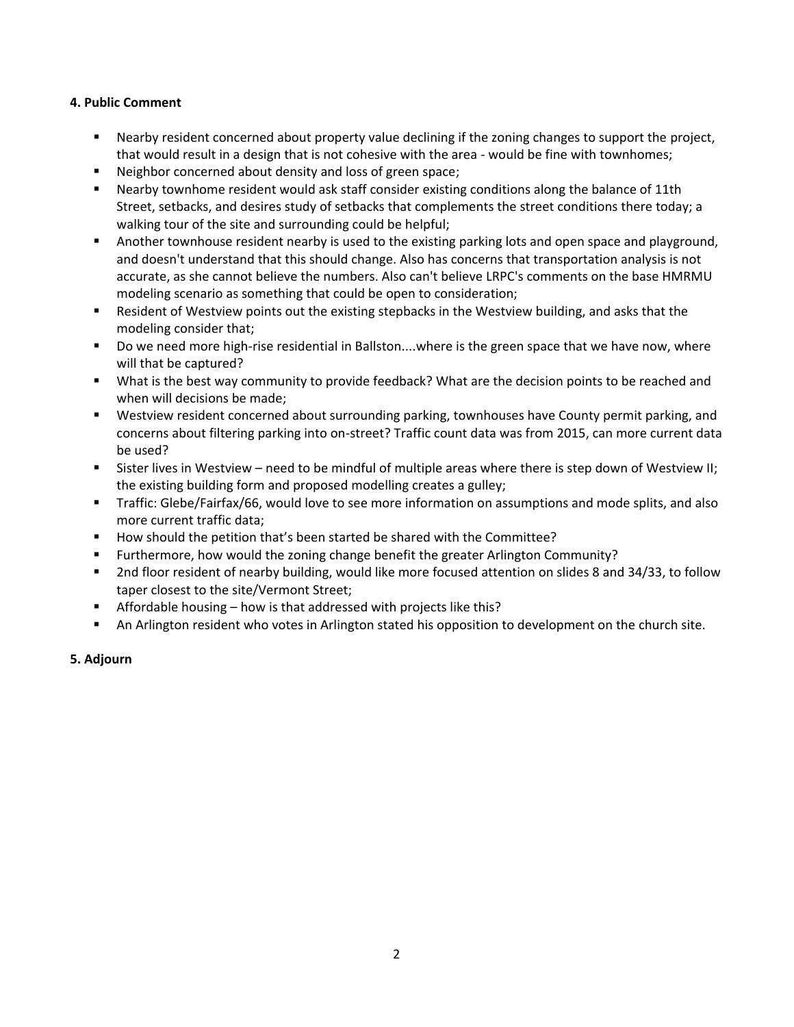**4. Public Comment**

- Nearby resident concerned about property value declining if the zoning changes to support the project, that would result in a design that is not cohesive with the area - would be fine with townhomes;
- Neighbor concerned about density and loss of green space;
- Nearby townhome resident would ask staff consider existing conditions along the balance of 11th Street, setbacks, and desires study of setbacks that complements the street conditions there today; a walking tour of the site and surrounding could be helpful;
- Another townhouse resident nearby is used to the existing parking lots and open space and playground, and doesn't understand that this should change. Also has concerns that transportation analysis is not accurate, as she cannot believe the numbers. Also can't believe LRPC's comments on the base HMRMU modeling scenario as something that could be open to consideration;
- Resident of Westview points out the existing stepbacks in the Westview building, and asks that the modeling consider that;
- Do we need more high-rise residential in Ballston....where is the green space that we have now, where will that be captured?
- What is the best way community to provide feedback? What are the decision points to be reached and when will decisions be made;
- Westview resident concerned about surrounding parking, townhouses have County permit parking, and concerns about filtering parking into on-street? Traffic count data was from 2015, can more current data be used?
- Sister lives in Westview – need to be mindful of multiple areas where there is step down of Westview II; the existing building form and proposed modelling creates a gulley;
- Traffic: Glebe/Fairfax/66, would love to see more information on assumptions and mode splits, and also more current traffic data;
- How should the petition that's been started be shared with the Committee?
- Furthermore, how would the zoning change benefit the greater Arlington Community?
- 2nd floor resident of nearby building, would like more focused attention on slides 8 and 34/33, to follow taper closest to the site/Vermont Street;
- Affordable housing – how is that addressed with projects like this?
- An Arlington resident who votes in Arlington stated his opposition to development on the church site.

**5. Adjourn**